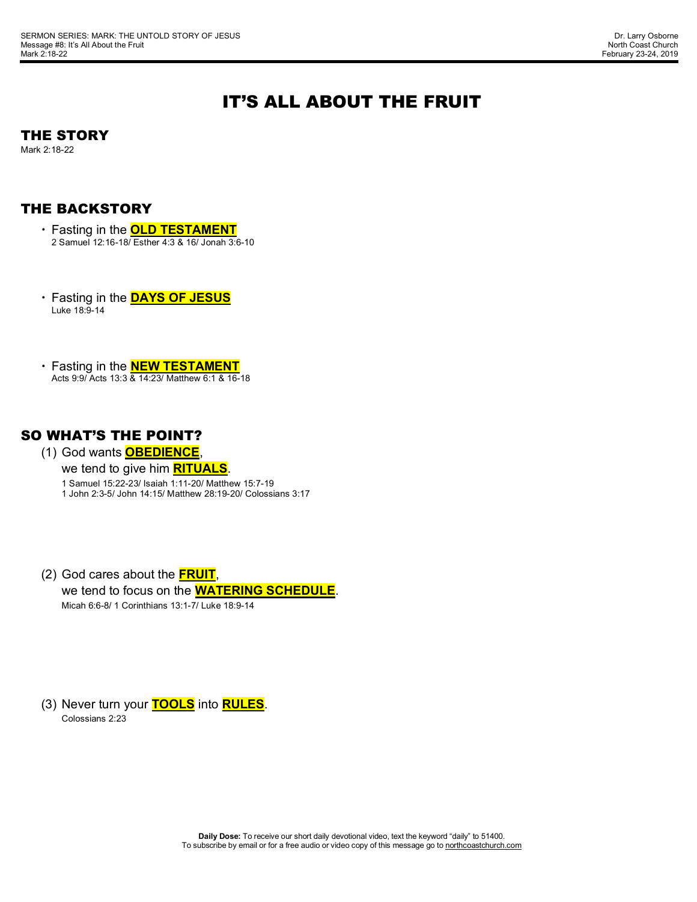SERMON SERIES: MARK: THE UNTOLD STORY OF JESUS
Message #8: It's All About the Fruit
Mark 2:18-22

Dr. Larry Osborne
North Coast Church
February 23-24, 2019

# IT'S ALL ABOUT THE FRUIT

## THE STORY

Mark 2:18-22

## THE BACKSTORY

- Fasting in the **OLD TESTAMENT**
  2 Samuel 12:16-18/ Esther 4:3 & 16/ Jonah 3:6-10

- Fasting in the **DAYS OF JESUS**
  Luke 18:9-14

- Fasting in the **NEW TESTAMENT**
  Acts 9:9/ Acts 13:3 & 14:23/ Matthew 6:1 & 16-18

## SO WHAT'S THE POINT?

(1) God wants **OBEDIENCE**,
we tend to give him **RITUALS**.
1 Samuel 15:22-23/ Isaiah 1:11-20/ Matthew 15:7-19
1 John 2:3-5/ John 14:15/ Matthew 28:19-20/ Colossians 3:17

(2) God cares about the **FRUIT**,
we tend to focus on the **WATERING SCHEDULE**.
Micah 6:6-8/ 1 Corinthians 13:1-7/ Luke 18:9-14

(3) Never turn your **TOOLS** into **RULES**.
Colossians 2:23

**Daily Dose:** To receive our short daily devotional video, text the keyword "daily" to 51400.
To subscribe by email or for a free audio or video copy of this message go to northcoastchurch.com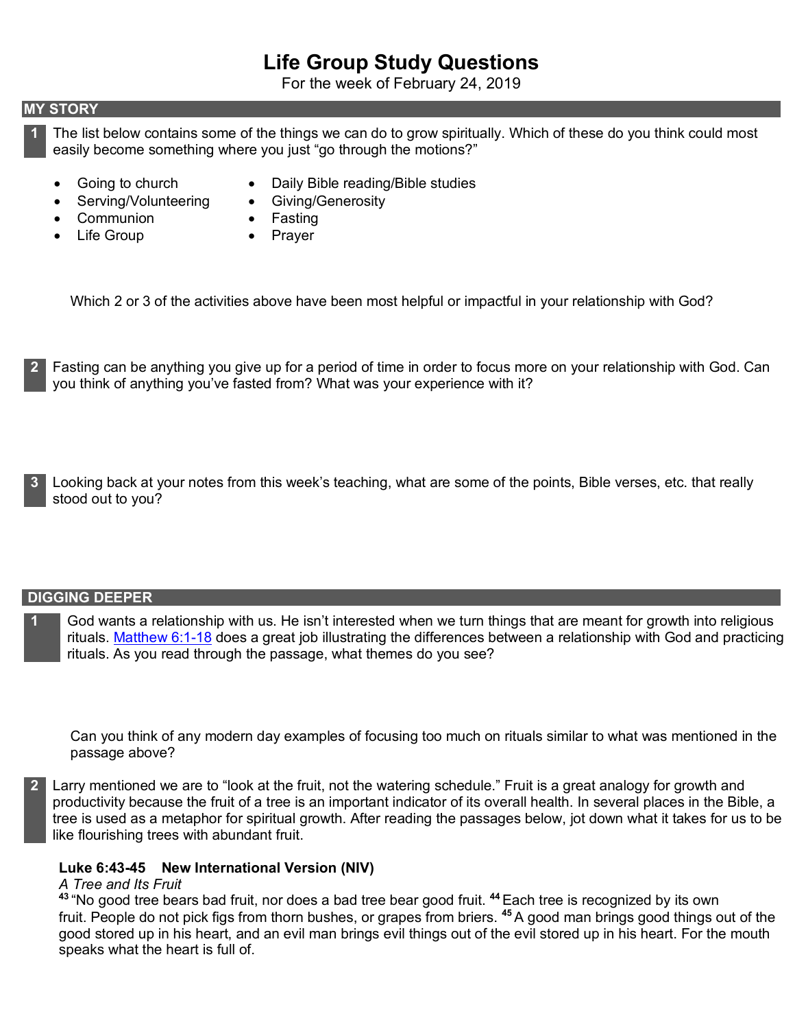# Life Group Study Questions

For the week of February 24, 2019

## MY STORY

**1** The list below contains some of the things we can do to grow spiritually. Which of these do you think could most easily become something where you just "go through the motions?"

- Going to church
- Serving/Volunteering
- Communion
- Life Group
- Daily Bible reading/Bible studies
- Giving/Generosity
- Fasting
- Prayer

Which 2 or 3 of the activities above have been most helpful or impactful in your relationship with God?

**2** Fasting can be anything you give up for a period of time in order to focus more on your relationship with God. Can you think of anything you've fasted from? What was your experience with it?

**3** Looking back at your notes from this week's teaching, what are some of the points, Bible verses, etc. that really stood out to you?

## DIGGING DEEPER

**1** God wants a relationship with us. He isn't interested when we turn things that are meant for growth into religious rituals. Matthew 6:1-18 does a great job illustrating the differences between a relationship with God and practicing rituals. As you read through the passage, what themes do you see?

Can you think of any modern day examples of focusing too much on rituals similar to what was mentioned in the passage above?

**2** Larry mentioned we are to "look at the fruit, not the watering schedule." Fruit is a great analogy for growth and productivity because the fruit of a tree is an important indicator of its overall health. In several places in the Bible, a tree is used as a metaphor for spiritual growth. After reading the passages below, jot down what it takes for us to be like flourishing trees with abundant fruit.

**Luke 6:43-45 New International Version (NIV)**

*A Tree and Its Fruit*

[43] "No good tree bears bad fruit, nor does a bad tree bear good fruit. [44] Each tree is recognized by its own fruit. People do not pick figs from thorn bushes, or grapes from briers. [45] A good man brings good things out of the good stored up in his heart, and an evil man brings evil things out of the evil stored up in his heart. For the mouth speaks what the heart is full of.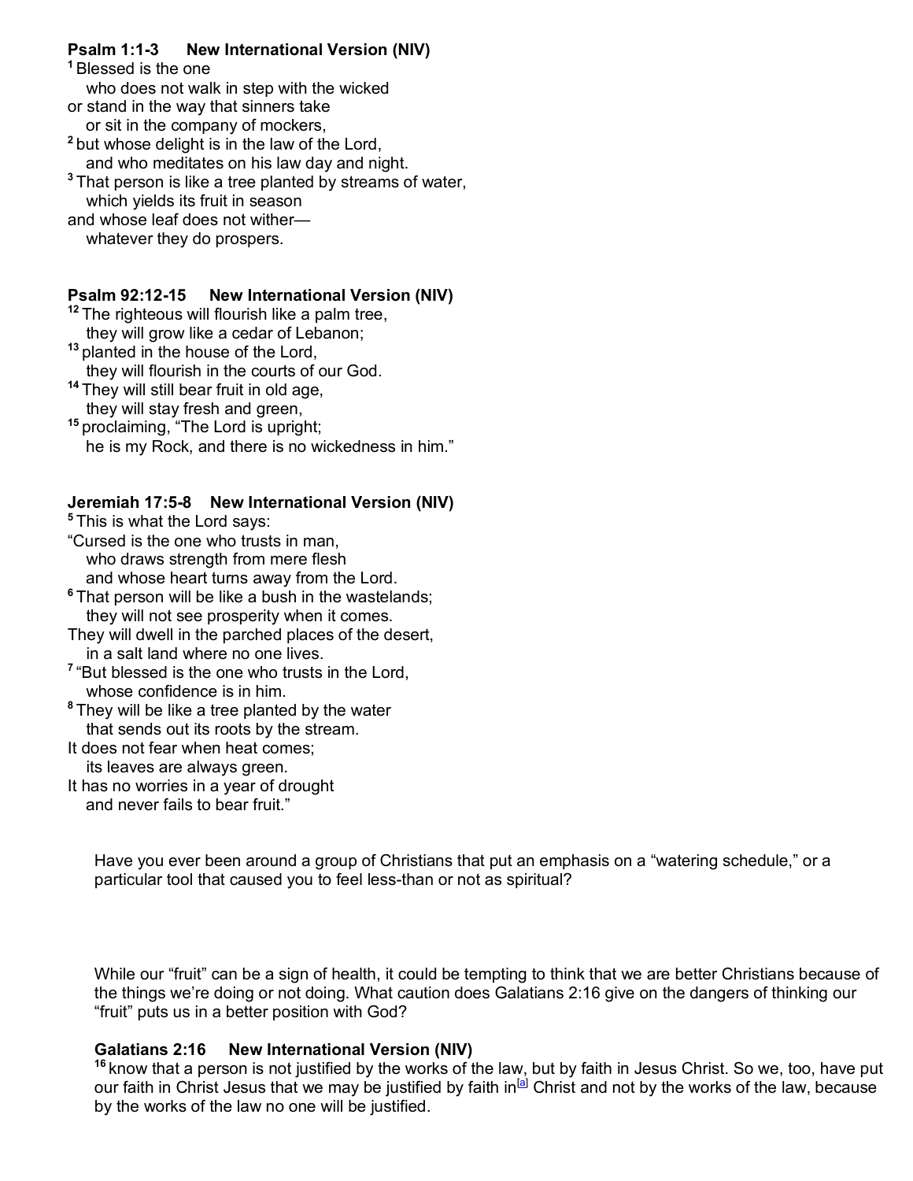**Psalm 1:1-3 New International Version (NIV)**

[1] Blessed is the one
 who does not walk in step with the wicked
or stand in the way that sinners take
 or sit in the company of mockers,
[2] but whose delight is in the law of the Lord,
 and who meditates on his law day and night.
[3] That person is like a tree planted by streams of water,
 which yields its fruit in season
and whose leaf does not wither—
 whatever they do prospers.

**Psalm 92:12-15 New International Version (NIV)**

[12] The righteous will flourish like a palm tree,
 they will grow like a cedar of Lebanon;
[13] planted in the house of the Lord,
 they will flourish in the courts of our God.
[14] They will still bear fruit in old age,
 they will stay fresh and green,
[15] proclaiming, "The Lord is upright;
 he is my Rock, and there is no wickedness in him."

**Jeremiah 17:5-8 New International Version (NIV)**

[5] This is what the Lord says:
"Cursed is the one who trusts in man,
 who draws strength from mere flesh
 and whose heart turns away from the Lord.
[6] That person will be like a bush in the wastelands;
 they will not see prosperity when it comes.
They will dwell in the parched places of the desert,
 in a salt land where no one lives.
[7] "But blessed is the one who trusts in the Lord,
 whose confidence is in him.
[8] They will be like a tree planted by the water
 that sends out its roots by the stream.
It does not fear when heat comes;
 its leaves are always green.
It has no worries in a year of drought
 and never fails to bear fruit."

Have you ever been around a group of Christians that put an emphasis on a "watering schedule," or a particular tool that caused you to feel less-than or not as spiritual?

While our "fruit" can be a sign of health, it could be tempting to think that we are better Christians because of the things we're doing or not doing. What caution does Galatians 2:16 give on the dangers of thinking our "fruit" puts us in a better position with God?

**Galatians 2:16 New International Version (NIV)**

[16] know that a person is not justified by the works of the law, but by faith in Jesus Christ. So we, too, have put our faith in Christ Jesus that we may be justified by faith in[a] Christ and not by the works of the law, because by the works of the law no one will be justified.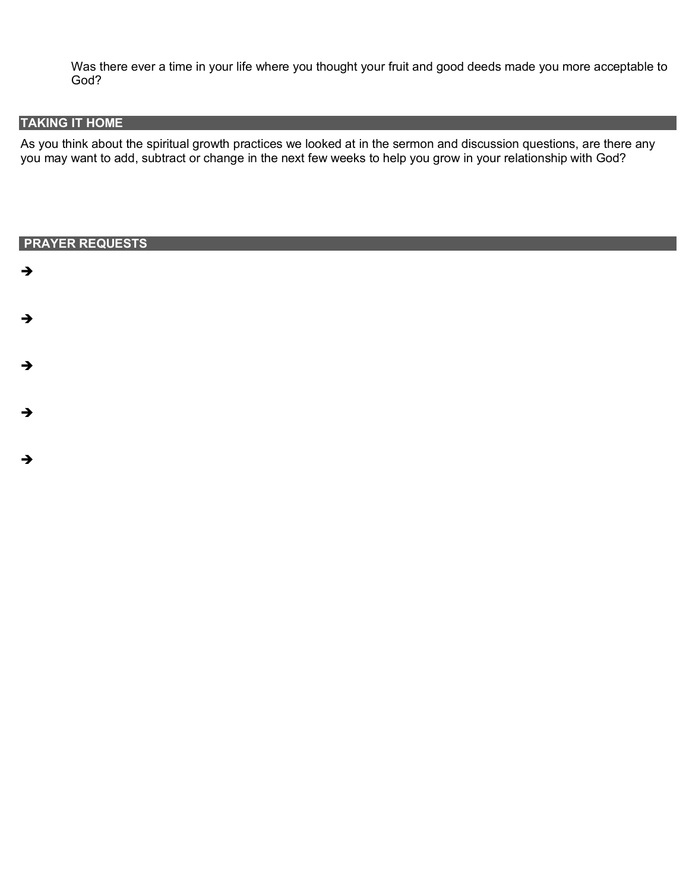Was there ever a time in your life where you thought your fruit and good deeds made you more acceptable to God?

## TAKING IT HOME

As you think about the spiritual growth practices we looked at in the sermon and discussion questions, are there any you may want to add, subtract or change in the next few weeks to help you grow in your relationship with God?

## PRAYER REQUESTS

➔

➔

➔

➔

➔